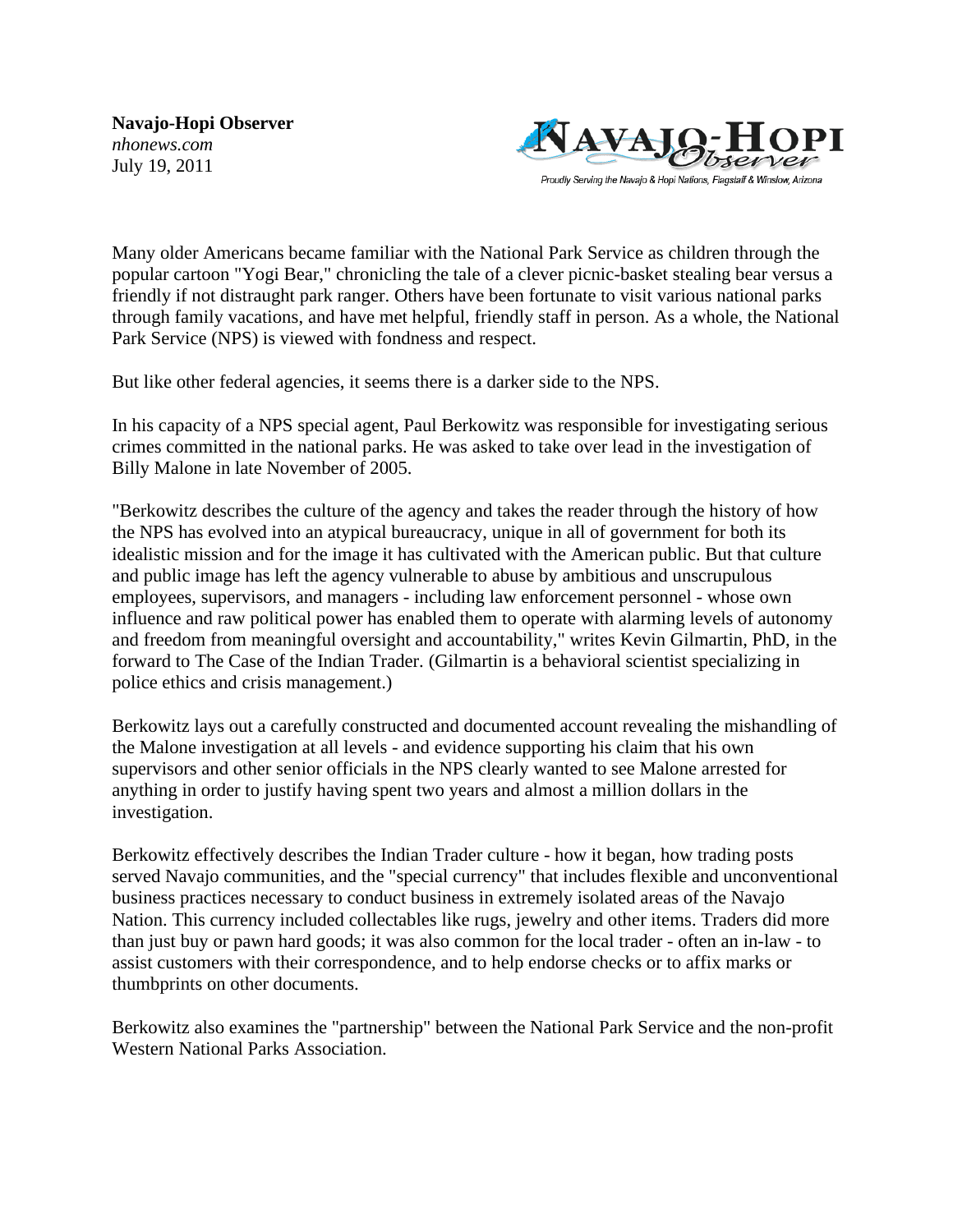**Navajo-Hopi Observer**
*nhonews.com*
July 19, 2011

Many older Americans became familiar with the National Park Service as children through the popular cartoon "Yogi Bear," chronicling the tale of a clever picnic-basket stealing bear versus a friendly if not distraught park ranger. Others have been fortunate to visit various national parks through family vacations, and have met helpful, friendly staff in person. As a whole, the National Park Service (NPS) is viewed with fondness and respect.

But like other federal agencies, it seems there is a darker side to the NPS.

In his capacity of a NPS special agent, Paul Berkowitz was responsible for investigating serious crimes committed in the national parks. He was asked to take over lead in the investigation of Billy Malone in late November of 2005.

"Berkowitz describes the culture of the agency and takes the reader through the history of how the NPS has evolved into an atypical bureaucracy, unique in all of government for both its idealistic mission and for the image it has cultivated with the American public. But that culture and public image has left the agency vulnerable to abuse by ambitious and unscrupulous employees, supervisors, and managers - including law enforcement personnel - whose own influence and raw political power has enabled them to operate with alarming levels of autonomy and freedom from meaningful oversight and accountability," writes Kevin Gilmartin, PhD, in the forward to The Case of the Indian Trader. (Gilmartin is a behavioral scientist specializing in police ethics and crisis management.)

Berkowitz lays out a carefully constructed and documented account revealing the mishandling of the Malone investigation at all levels - and evidence supporting his claim that his own supervisors and other senior officials in the NPS clearly wanted to see Malone arrested for anything in order to justify having spent two years and almost a million dollars in the investigation.

Berkowitz effectively describes the Indian Trader culture - how it began, how trading posts served Navajo communities, and the "special currency" that includes flexible and unconventional business practices necessary to conduct business in extremely isolated areas of the Navajo Nation. This currency included collectables like rugs, jewelry and other items. Traders did more than just buy or pawn hard goods; it was also common for the local trader - often an in-law - to assist customers with their correspondence, and to help endorse checks or to affix marks or thumbprints on other documents.

Berkowitz also examines the "partnership" between the National Park Service and the non-profit Western National Parks Association.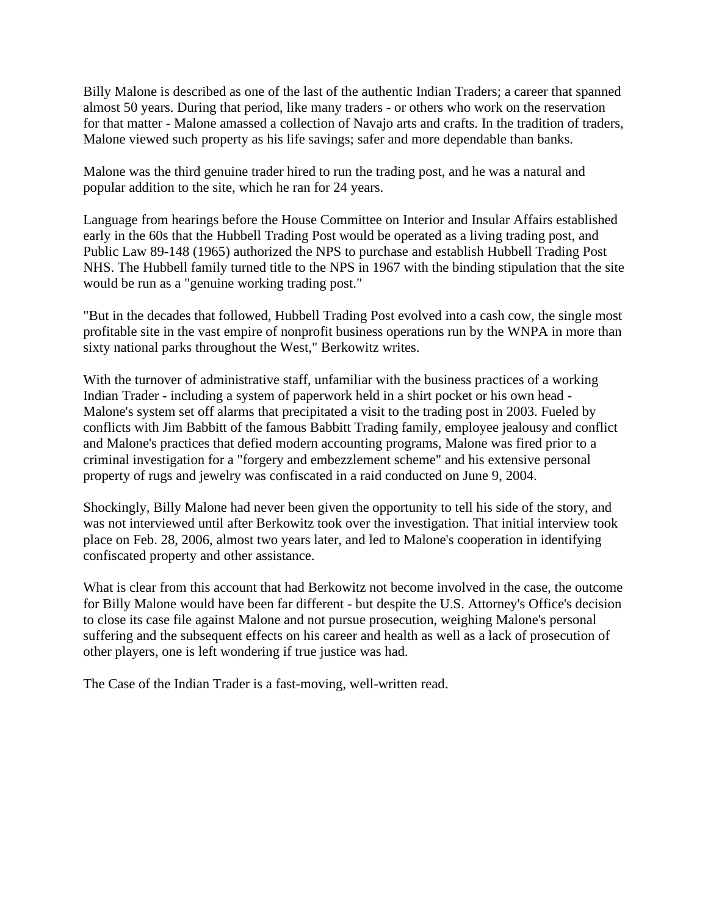Billy Malone is described as one of the last of the authentic Indian Traders; a career that spanned almost 50 years. During that period, like many traders - or others who work on the reservation for that matter - Malone amassed a collection of Navajo arts and crafts. In the tradition of traders, Malone viewed such property as his life savings; safer and more dependable than banks.

Malone was the third genuine trader hired to run the trading post, and he was a natural and popular addition to the site, which he ran for 24 years.

Language from hearings before the House Committee on Interior and Insular Affairs established early in the 60s that the Hubbell Trading Post would be operated as a living trading post, and Public Law 89-148 (1965) authorized the NPS to purchase and establish Hubbell Trading Post NHS. The Hubbell family turned title to the NPS in 1967 with the binding stipulation that the site would be run as a "genuine working trading post."

"But in the decades that followed, Hubbell Trading Post evolved into a cash cow, the single most profitable site in the vast empire of nonprofit business operations run by the WNPA in more than sixty national parks throughout the West," Berkowitz writes.

With the turnover of administrative staff, unfamiliar with the business practices of a working Indian Trader - including a system of paperwork held in a shirt pocket or his own head - Malone's system set off alarms that precipitated a visit to the trading post in 2003. Fueled by conflicts with Jim Babbitt of the famous Babbitt Trading family, employee jealousy and conflict and Malone's practices that defied modern accounting programs, Malone was fired prior to a criminal investigation for a "forgery and embezzlement scheme" and his extensive personal property of rugs and jewelry was confiscated in a raid conducted on June 9, 2004.

Shockingly, Billy Malone had never been given the opportunity to tell his side of the story, and was not interviewed until after Berkowitz took over the investigation. That initial interview took place on Feb. 28, 2006, almost two years later, and led to Malone's cooperation in identifying confiscated property and other assistance.

What is clear from this account that had Berkowitz not become involved in the case, the outcome for Billy Malone would have been far different - but despite the U.S. Attorney's Office's decision to close its case file against Malone and not pursue prosecution, weighing Malone's personal suffering and the subsequent effects on his career and health as well as a lack of prosecution of other players, one is left wondering if true justice was had.

The Case of the Indian Trader is a fast-moving, well-written read.